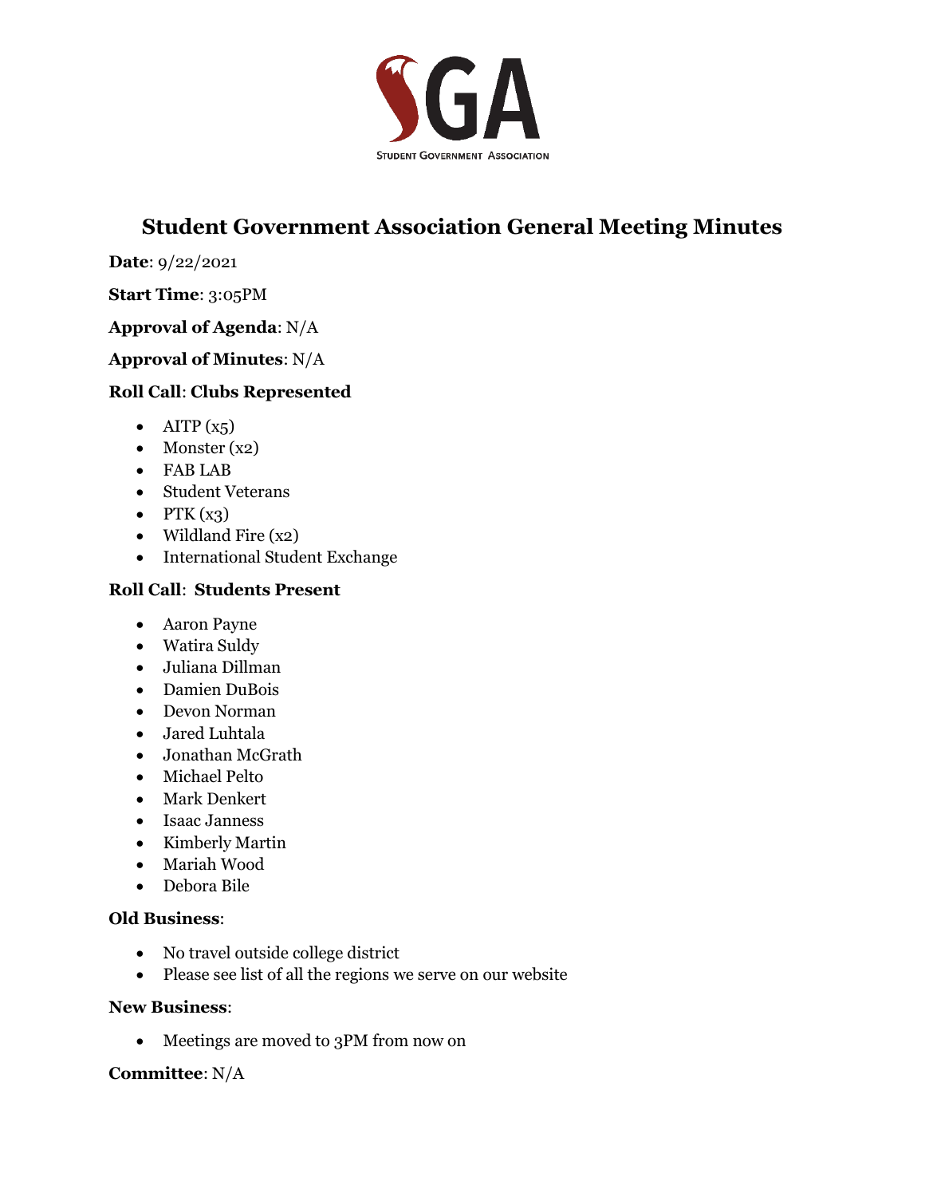# Student Government Association General Meeting Minutes

**Date**: 9/22/2021

**Start Time**: 3:05PM

**Approval of Agenda**: N/A

**Approval of Minutes**: N/A

**Roll Call**: **Clubs Represented**

- AITP (x5)
- Monster (x2)
- FAB LAB
- Student Veterans
- PTK (x3)
- Wildland Fire (x2)
- International Student Exchange

**Roll Call**: **Students Present**

- Aaron Payne
- Watira Suldy
- Juliana Dillman
- Damien DuBois
- Devon Norman
- Jared Luhtala
- Jonathan McGrath
- Michael Pelto
- Mark Denkert
- Isaac Janness
- Kimberly Martin
- Mariah Wood
- Debora Bile

**Old Business**:

- No travel outside college district
- Please see list of all the regions we serve on our website

**New Business**:

- Meetings are moved to 3PM from now on

**Committee**: N/A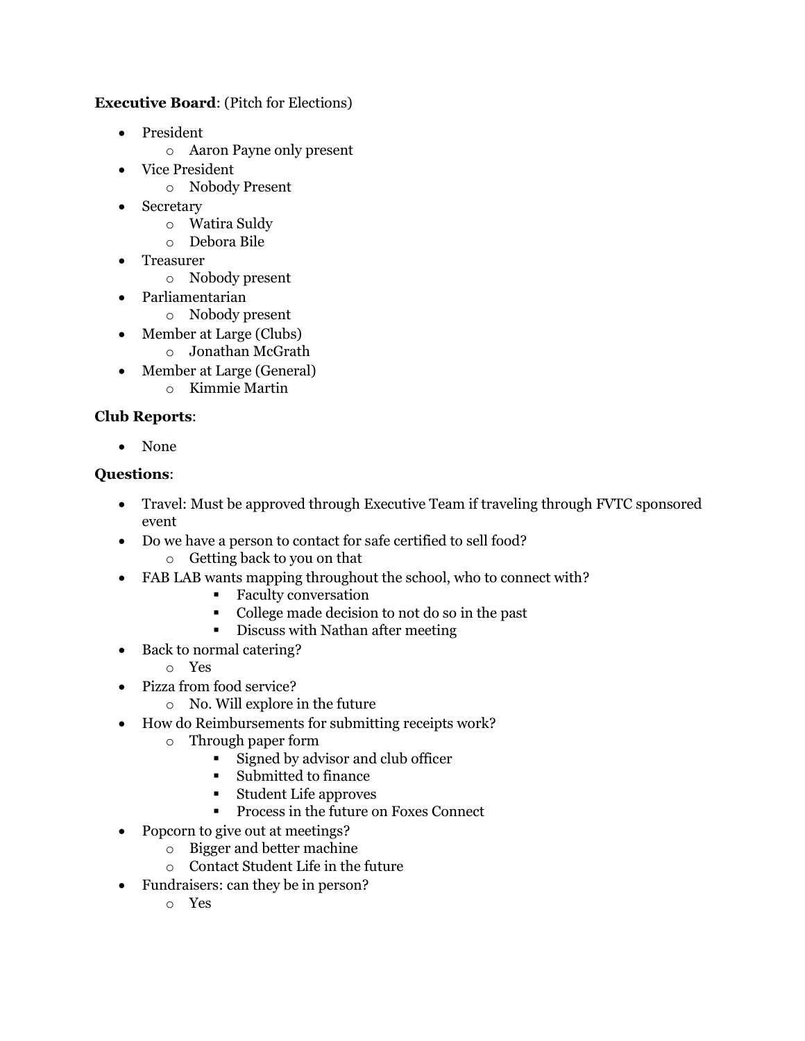**Executive Board**: (Pitch for Elections)

- President
  - Aaron Payne only present
- Vice President
  - Nobody Present
- Secretary
  - Watira Suldy
  - Debora Bile
- Treasurer
  - Nobody present
- Parliamentarian
  - Nobody present
- Member at Large (Clubs)
  - Jonathan McGrath
- Member at Large (General)
  - Kimmie Martin

**Club Reports**:

- None

**Questions**:

- Travel: Must be approved through Executive Team if traveling through FVTC sponsored event
- Do we have a person to contact for safe certified to sell food?
  - Getting back to you on that
- FAB LAB wants mapping throughout the school, who to connect with?
    - Faculty conversation
    - College made decision to not do so in the past
    - Discuss with Nathan after meeting
- Back to normal catering?
  - Yes
- Pizza from food service?
  - No. Will explore in the future
- How do Reimbursements for submitting receipts work?
  - Through paper form
    - Signed by advisor and club officer
    - Submitted to finance
    - Student Life approves
    - Process in the future on Foxes Connect
- Popcorn to give out at meetings?
  - Bigger and better machine
  - Contact Student Life in the future
- Fundraisers: can they be in person?
  - Yes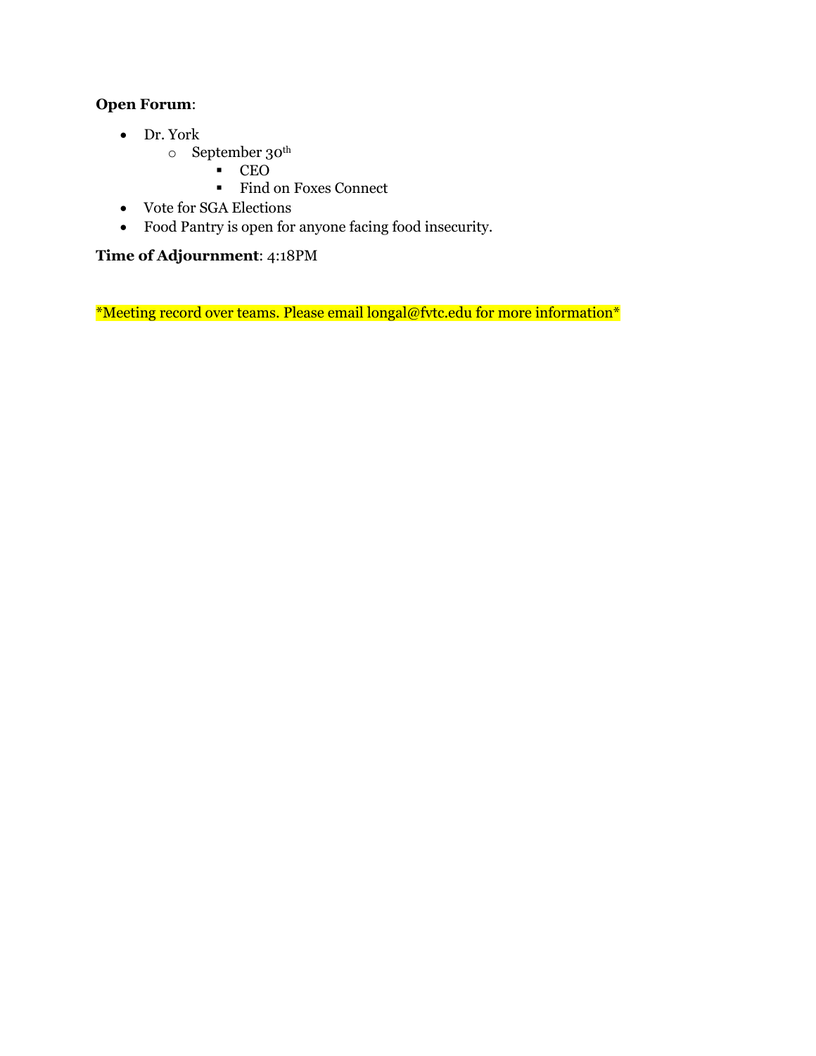**Open Forum**:

- Dr. York
  - September 30th
    - CEO
    - Find on Foxes Connect
- Vote for SGA Elections
- Food Pantry is open for anyone facing food insecurity.

**Time of Adjournment**: 4:18PM

*Meeting record over teams. Please email longal@fvtc.edu for more information*